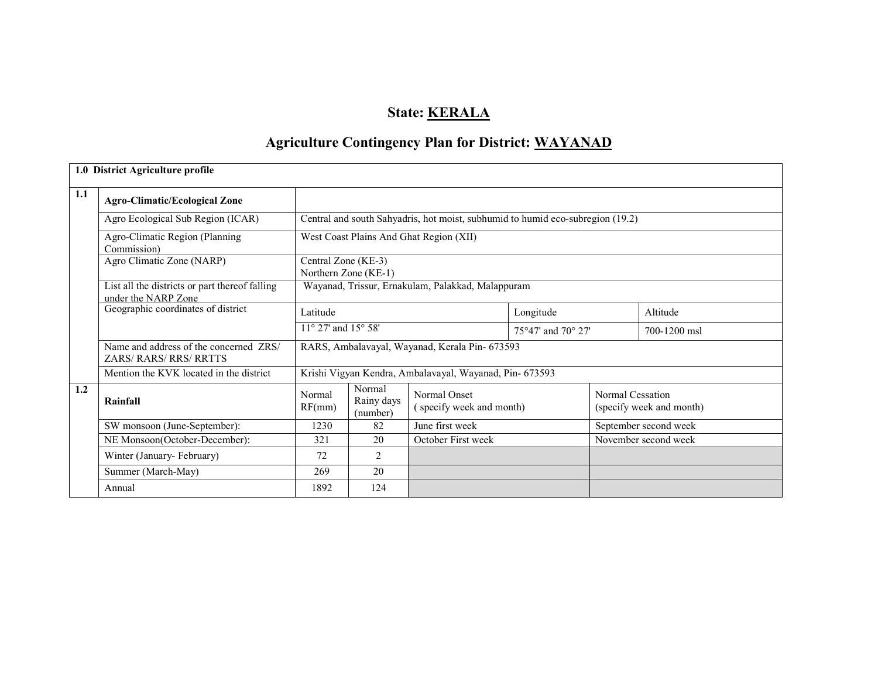# State: KERALA

## Agriculture Contingency Plan for District: WAYANAD

| 1.0 District Agriculture profile | | | | | | |
|---|---|---|---|---|---|---|
| **1.1** | **Agro-Climatic/Ecological Zone** | | | | | |
| | Agro Ecological Sub Region (ICAR) | Central and south Sahyadris, hot moist, subhumid to humid eco-subregion (19.2) | | | | |
| | Agro-Climatic Region (Planning Commission) | West Coast Plains And Ghat Region (XII) | | | | |
| | Agro Climatic Zone (NARP) | Central Zone (KE-3)<br>Northern Zone (KE-1) | | | | |
| | List all the districts or part thereof falling under the NARP Zone | Wayanad, Trissur, Ernakulam, Palakkad, Malappuram | | | | |
| | Geographic coordinates of district | Latitude | | | Longitude | Altitude |
| | | 11° 27' and 15° 58' | | | 75°47' and 70° 27' | 700-1200 msl |
| | Name and address of the concerned ZRS/ ZARS/ RARS/ RRS/ RRTTS | RARS, Ambalavayal, Wayanad, Kerala Pin- 673593 | | | | |
| | Mention the KVK located in the district | Krishi Vigyan Kendra, Ambalavayal, Wayanad, Pin- 673593 | | | | |
| **1.2** | **Rainfall** | Normal RF(mm) | Normal Rainy days (number) | Normal Onset ( specify week and month) | Normal Cessation (specify week and month) | |
| | SW monsoon (June-September): | 1230 | 82 | June first week | September second week | |
| | NE Monsoon(October-December): | 321 | 20 | October First week | November second week | |
| | Winter (January- February) | 72 | 2 | | | |
| | Summer (March-May) | 269 | 20 | | | |
| | Annual | 1892 | 124 | | | |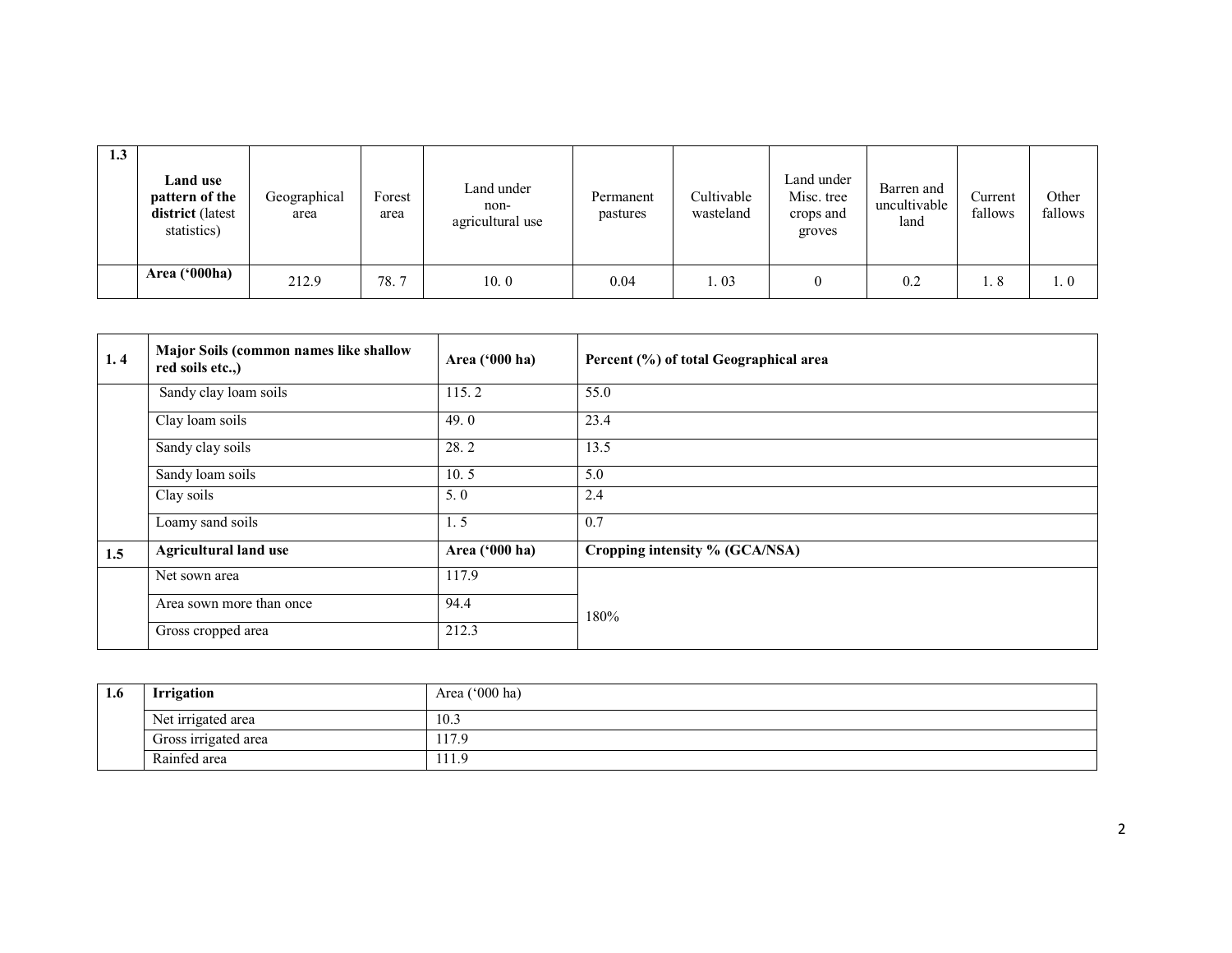| 1.3 | Land use pattern of the district (latest statistics) | Geographical area | Forest area | Land under non-agricultural use | Permanent pastures | Cultivable wasteland | Land under Misc. tree crops and groves | Barren and uncultivable land | Current fallows | Other fallows |
|---|---|---|---|---|---|---|---|---|---|---|
| | **Area ('000ha)** | 212.9 | 78. 7 | 10. 0 | 0.04 | 1. 03 | 0 | 0.2 | 1. 8 | 1. 0 |

| 1. 4 | Major Soils (common names like shallow red soils etc.,) | Area ('000 ha) | Percent (%) of total Geographical area |
|---|---|---|---|
| | Sandy clay loam soils | 115. 2 | 55.0 |
| | Clay loam soils | 49. 0 | 23.4 |
| | Sandy clay soils | 28. 2 | 13.5 |
| | Sandy loam soils | 10. 5 | 5.0 |
| | Clay soils | 5. 0 | 2.4 |
| | Loamy sand soils | 1. 5 | 0.7 |
| **1.5** | **Agricultural land use** | **Area ('000 ha)** | **Cropping intensity % (GCA/NSA)** |
| | Net sown area | 117.9 | 180% |
| | Area sown more than once | 94.4 | |
| | Gross cropped area | 212.3 | |

| 1.6 | Irrigation | Area ('000 ha) |
|---|---|---|
| | Net irrigated area | 10.3 |
| | Gross irrigated area | 117.9 |
| | Rainfed area | 111.9 |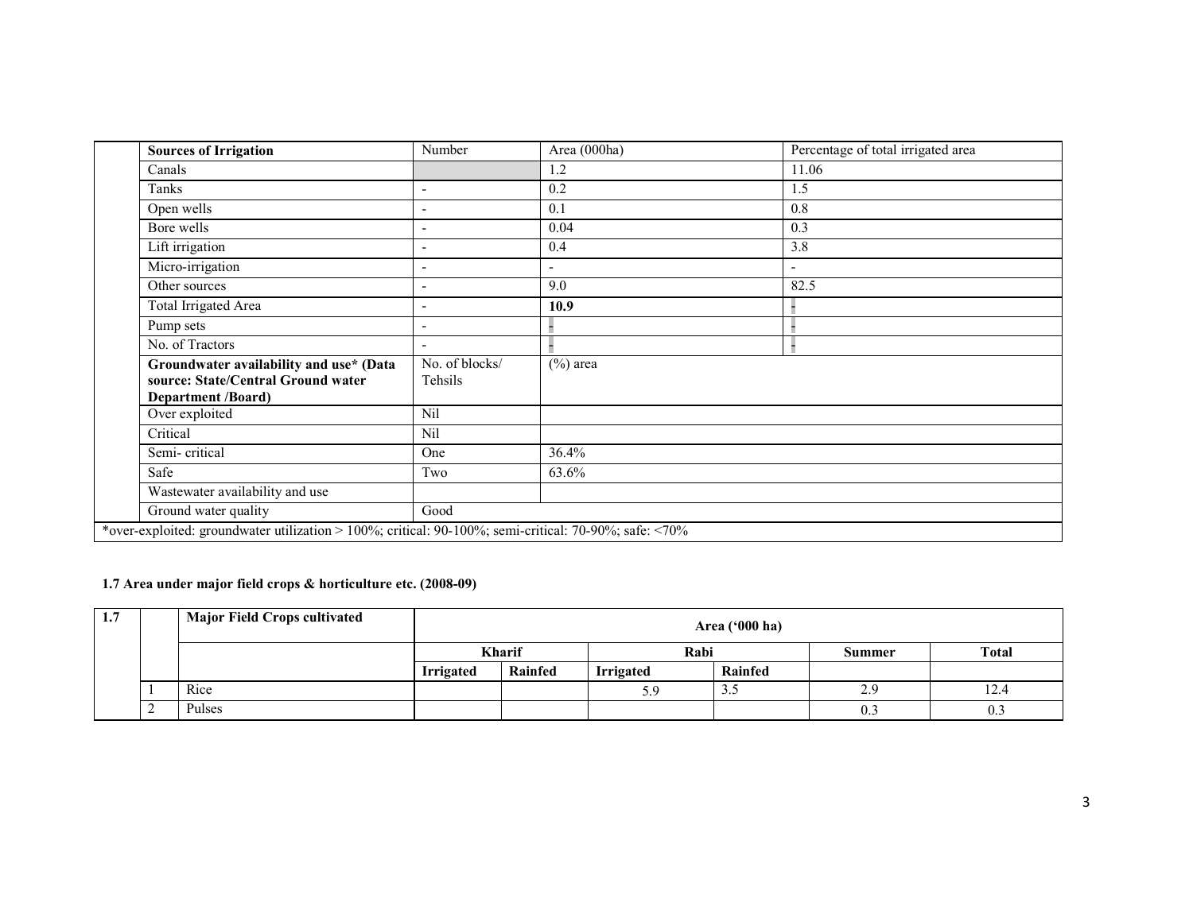| Sources of Irrigation | Number | Area (000ha) | Percentage of total irrigated area |
|---|---|---|---|
| Canals | | 1.2 | 11.06 |
| Tanks | - | 0.2 | 1.5 |
| Open wells | - | 0.1 | 0.8 |
| Bore wells | - | 0.04 | 0.3 |
| Lift irrigation | - | 0.4 | 3.8 |
| Micro-irrigation | - | - | - |
| Other sources | - | 9.0 | 82.5 |
| Total Irrigated Area | - | **10.9** | - |
| Pump sets | - | - | - |
| No. of Tractors | - | - | - |
| **Groundwater availability and use* (Data source: State/Central Ground water Department /Board)** | No. of blocks/ Tehsils | (%) area | |
| Over exploited | Nil | | |
| Critical | Nil | | |
| Semi- critical | One | 36.4% | |
| Safe | Two | 63.6% | |
| Wastewater availability and use | | | |
| Ground water quality | Good | | |

*over-exploited: groundwater utilization > 100%; critical: 90-100%; semi-critical: 70-90%; safe: <70%

**1.7 Area under major field crops & horticulture etc. (2008-09)**

| 1.7 | | Major Field Crops cultivated | Area ('000 ha) | | | | | |
|---|---|---|---|---|---|---|---|---|
| | | | Kharif | | Rabi | | Summer | Total |
| | | | Irrigated | Rainfed | Irrigated | Rainfed | | |
| | 1 | Rice | | | 5.9 | 3.5 | 2.9 | 12.4 |
| | 2 | Pulses | | | | | 0.3 | 0.3 |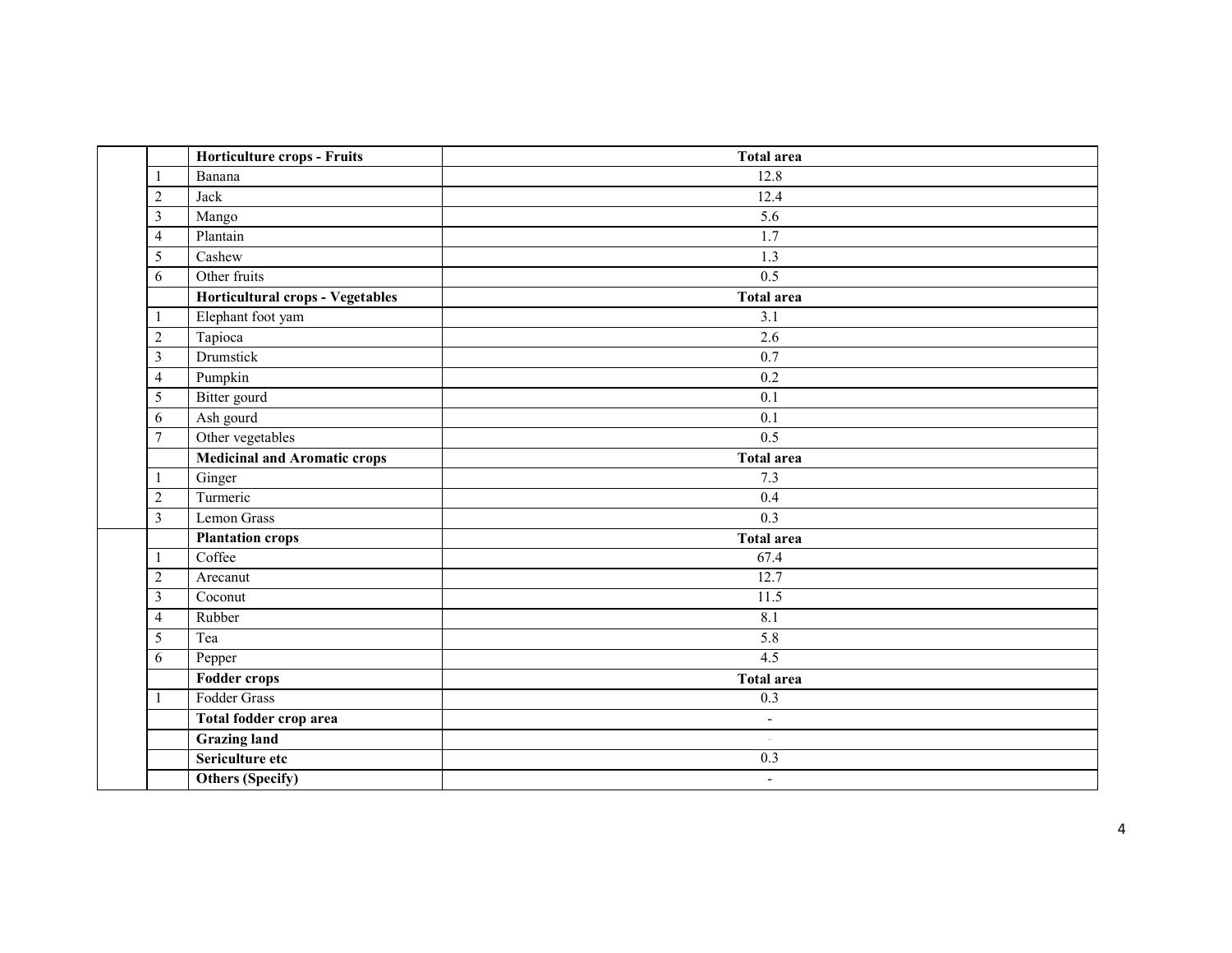|  |  | Horticulture crops - Fruits | Total area |
|---|---|---|---|
|  | 1 | Banana | 12.8 |
|  | 2 | Jack | 12.4 |
|  | 3 | Mango | 5.6 |
|  | 4 | Plantain | 1.7 |
|  | 5 | Cashew | 1.3 |
|  | 6 | Other fruits | 0.5 |
|  |  | **Horticultural crops - Vegetables** | **Total area** |
|  | 1 | Elephant foot yam | 3.1 |
|  | 2 | Tapioca | 2.6 |
|  | 3 | Drumstick | 0.7 |
|  | 4 | Pumpkin | 0.2 |
|  | 5 | Bitter gourd | 0.1 |
|  | 6 | Ash gourd | 0.1 |
|  | 7 | Other vegetables | 0.5 |
|  |  | **Medicinal and Aromatic crops** | **Total area** |
|  | 1 | Ginger | 7.3 |
|  | 2 | Turmeric | 0.4 |
|  | 3 | Lemon Grass | 0.3 |
|  |  | **Plantation crops** | **Total area** |
|  | 1 | Coffee | 67.4 |
|  | 2 | Arecanut | 12.7 |
|  | 3 | Coconut | 11.5 |
|  | 4 | Rubber | 8.1 |
|  | 5 | Tea | 5.8 |
|  | 6 | Pepper | 4.5 |
|  |  | **Fodder crops** | **Total area** |
|  | 1 | Fodder Grass | 0.3 |
|  |  | **Total fodder crop area** | - |
|  |  | **Grazing land** | - |
|  |  | **Sericulture etc** | 0.3 |
|  |  | **Others (Specify)** | - |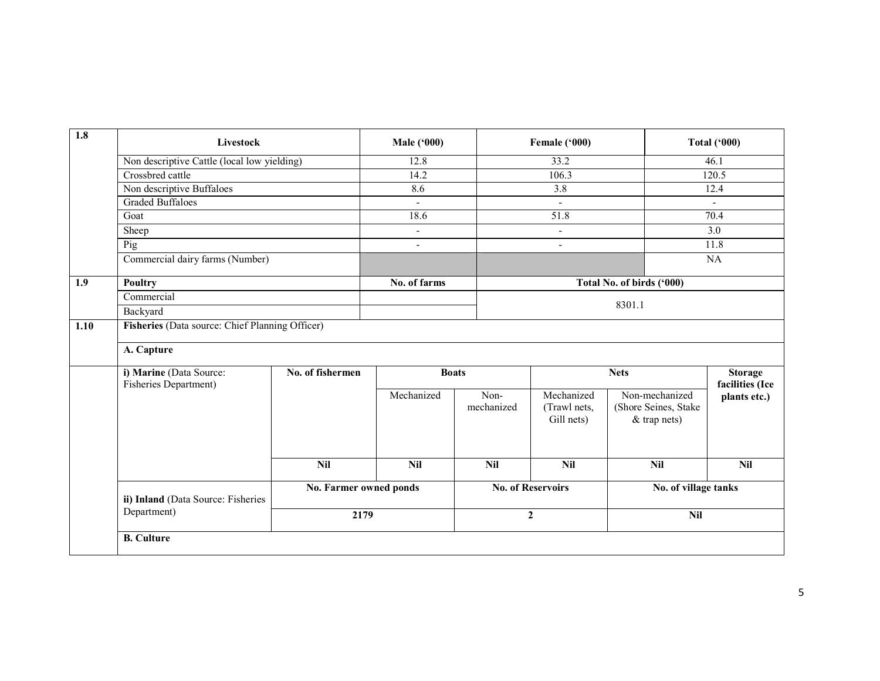| 1.8 | Livestock | Male ('000) | Female ('000) | Total ('000) |
|---|---|---|---|---|
| | Non descriptive Cattle (local low yielding) | 12.8 | 33.2 | 46.1 |
| | Crossbred cattle | 14.2 | 106.3 | 120.5 |
| | Non descriptive Buffaloes | 8.6 | 3.8 | 12.4 |
| | Graded Buffaloes | - | - | - |
| | Goat | 18.6 | 51.8 | 70.4 |
| | Sheep | - | - | 3.0 |
| | Pig | - | - | 11.8 |
| | Commercial dairy farms (Number) | | | NA |

| 1.9 | Poultry | No. of farms | Total No. of birds ('000) |
|---|---|---|---|
| | Commercial | | 8301.1 |
| | Backyard | | |

**1.10 Fisheries** (Data source: Chief Planning Officer)

**A. Capture**

| i) Marine (Data Source: Fisheries Department) | No. of fishermen | Boats | | Nets | | Storage facilities (Ice plants etc.) |
|---|---|---|---|---|---|---|
| | | Mechanized | Non-mechanized | Mechanized (Trawl nets, Gill nets) | Non-mechanized (Shore Seines, Stake & trap nets) | |
| | **Nil** | **Nil** | **Nil** | **Nil** | **Nil** | **Nil** |

| ii) Inland (Data Source: Fisheries Department) | No. Farmer owned ponds | No. of Reservoirs | No. of village tanks |
|---|---|---|---|
| | **2179** | **2** | **Nil** |

**B. Culture**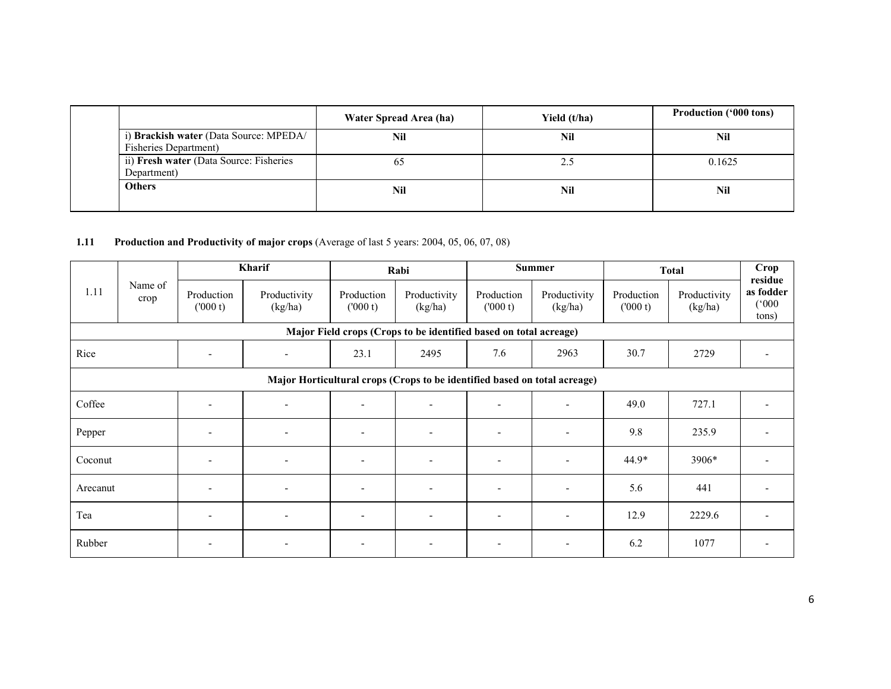| | | Water Spread Area (ha) | Yield (t/ha) | Production ('000 tons) |
|---|---|---|---|---|
| | i) **Brackish water** (Data Source: MPEDA/ Fisheries Department) | **Nil** | **Nil** | **Nil** |
| | ii) **Fresh water** (Data Source: Fisheries Department) | 65 | 2.5 | 0.1625 |
| | **Others** | **Nil** | **Nil** | **Nil** |

**1.11 Production and Productivity of major crops** (Average of last 5 years: 2004, 05, 06, 07, 08)

| 1.11 | Name of crop | Kharif | | Rabi | | Summer | | Total | | Crop residue as fodder ('000 tons) |
|---|---|---|---|---|---|---|---|---|---|---|
| | | Production ('000 t) | Productivity (kg/ha) | Production ('000 t) | Productivity (kg/ha) | Production ('000 t) | Productivity (kg/ha) | Production ('000 t) | Productivity (kg/ha) | |
| **Major Field crops (Crops to be identified based on total acreage)** | | | | | | | | | | |
| Rice | | - | - | 23.1 | 2495 | 7.6 | 2963 | 30.7 | 2729 | - |
| **Major Horticultural crops (Crops to be identified based on total acreage)** | | | | | | | | | | |
| Coffee | | - | - | - | - | - | - | 49.0 | 727.1 | - |
| Pepper | | - | - | - | - | - | - | 9.8 | 235.9 | - |
| Coconut | | - | - | - | - | - | - | 44.9* | 3906* | - |
| Arecanut | | - | - | - | - | - | - | 5.6 | 441 | - |
| Tea | | - | - | - | - | - | - | 12.9 | 2229.6 | - |
| Rubber | | - | - | - | - | - | - | 6.2 | 1077 | - |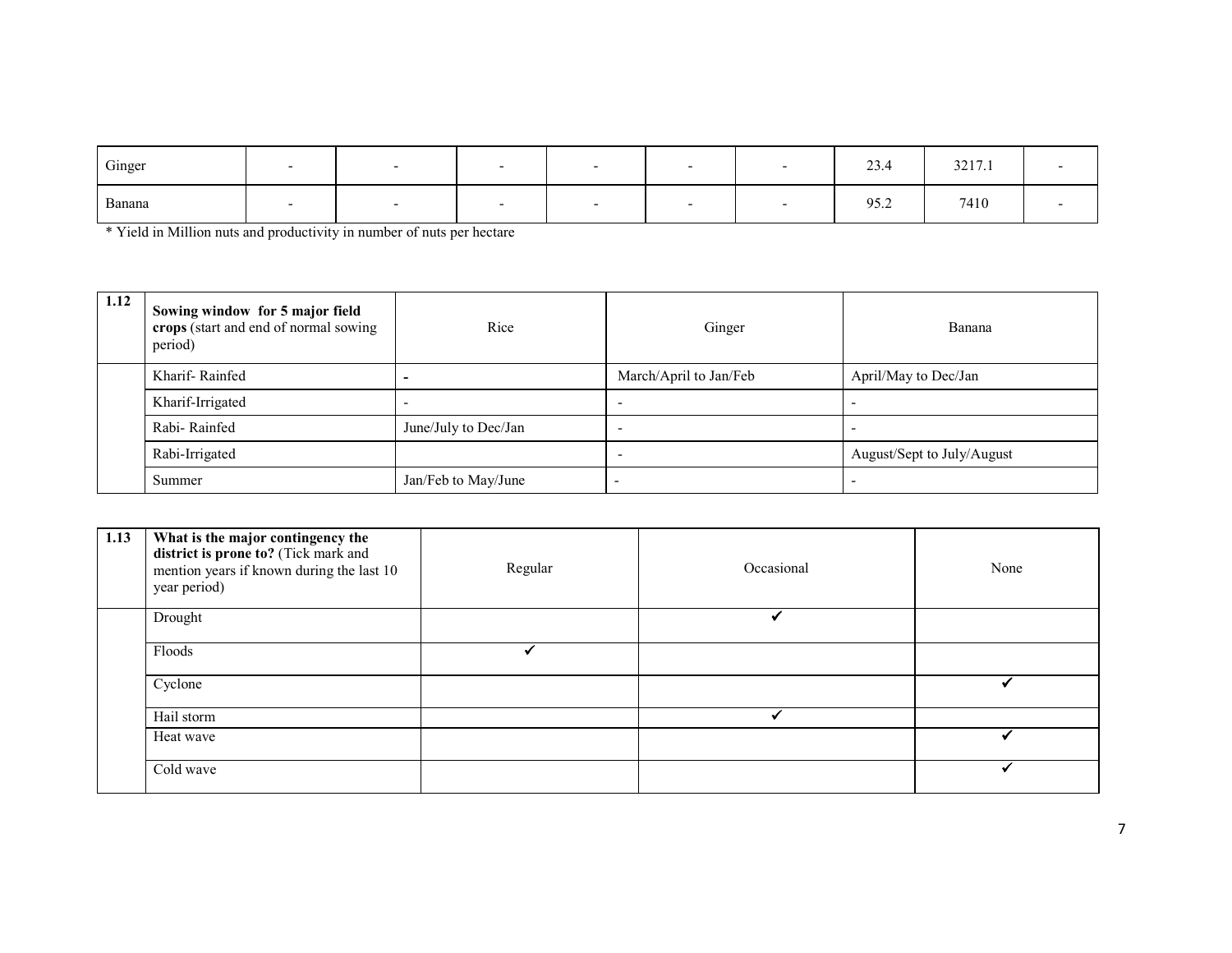| Ginger | - | - | - | - | - | - | 23.4 | 3217.1 | - |
|---|---|---|---|---|---|---|---|---|---|
| Banana | - | - | - | - | - | - | 95.2 | 7410 | - |

* Yield in Million nuts and productivity in number of nuts per hectare

| 1.12 | **Sowing window for 5 major field crops** (start and end of normal sowing period) | Rice | Ginger | Banana |
|---|---|---|---|---|
| | Kharif- Rainfed | - | March/April to Jan/Feb | April/May to Dec/Jan |
| | Kharif-Irrigated | - | - | - |
| | Rabi- Rainfed | June/July to Dec/Jan | - | - |
| | Rabi-Irrigated | | - | August/Sept to July/August |
| | Summer | Jan/Feb to May/June | - | - |

| 1.13 | **What is the major contingency the district is prone to?** (Tick mark and mention years if known during the last 10 year period) | Regular | Occasional | None |
|---|---|---|---|---|
| | Drought | | ✓ | |
| | Floods | ✓ | | |
| | Cyclone | | | ✓ |
| | Hail storm | | ✓ | |
| | Heat wave | | | ✓ |
| | Cold wave | | | ✓ |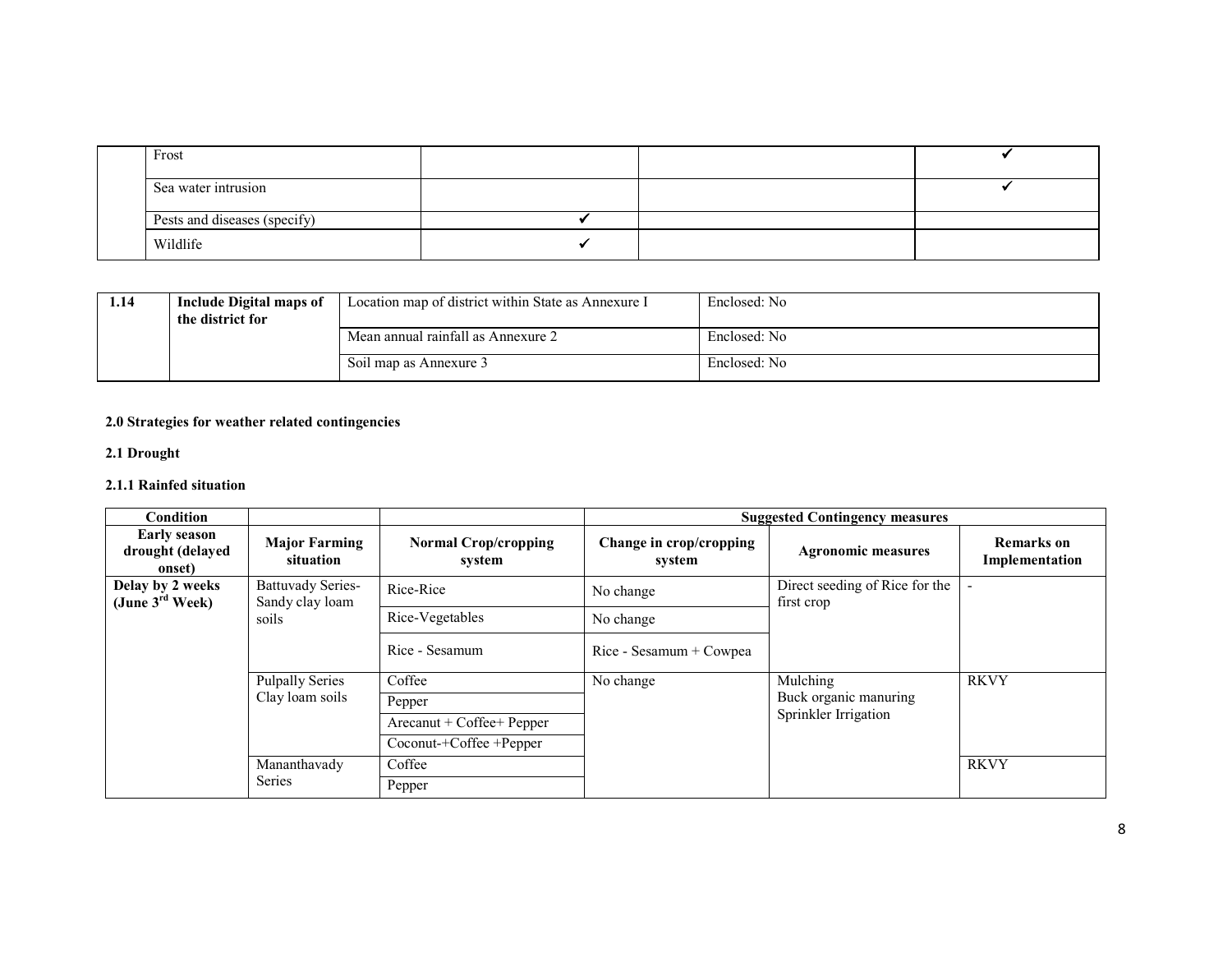| | | | | |
|---|---|---|---|---|
| | Frost | | | ✔ |
| | Sea water intrusion | | | ✔ |
| | Pests and diseases (specify) | ✔ | | |
| | Wildlife | ✔ | | |

| | | | |
|---|---|---|---|
| **1.14** | **Include Digital maps of the district for** | Location map of district within State as Annexure I | Enclosed: No |
| | | Mean annual rainfall as Annexure 2 | Enclosed: No |
| | | Soil map as Annexure 3 | Enclosed: No |

**2.0 Strategies for weather related contingencies**

**2.1 Drought**

**2.1.1 Rainfed situation**

| **Condition** | | | **Suggested Contingency measures** | | |
|---|---|---|---|---|---|
| **Early season drought (delayed onset)** | **Major Farming situation** | **Normal Crop/cropping system** | **Change in crop/cropping system** | **Agronomic measures** | **Remarks on Implementation** |
| **Delay by 2 weeks (June 3rd Week)** | Battuvady Series- Sandy clay loam soils | Rice-Rice | No change | Direct seeding of Rice for the first crop | - |
| | | Rice-Vegetables | No change | | |
| | | Rice - Sesamum | Rice - Sesamum + Cowpea | | |
| | Pulpally Series Clay loam soils | Coffee | No change | Mulching<br>Buck organic manuring<br>Sprinkler Irrigation | RKVY |
| | | Pepper | | | |
| | | Arecanut + Coffee+ Pepper | | | |
| | | Coconut-+Coffee +Pepper | | | |
| | Mananthavady Series | Coffee | | | RKVY |
| | | Pepper | | | |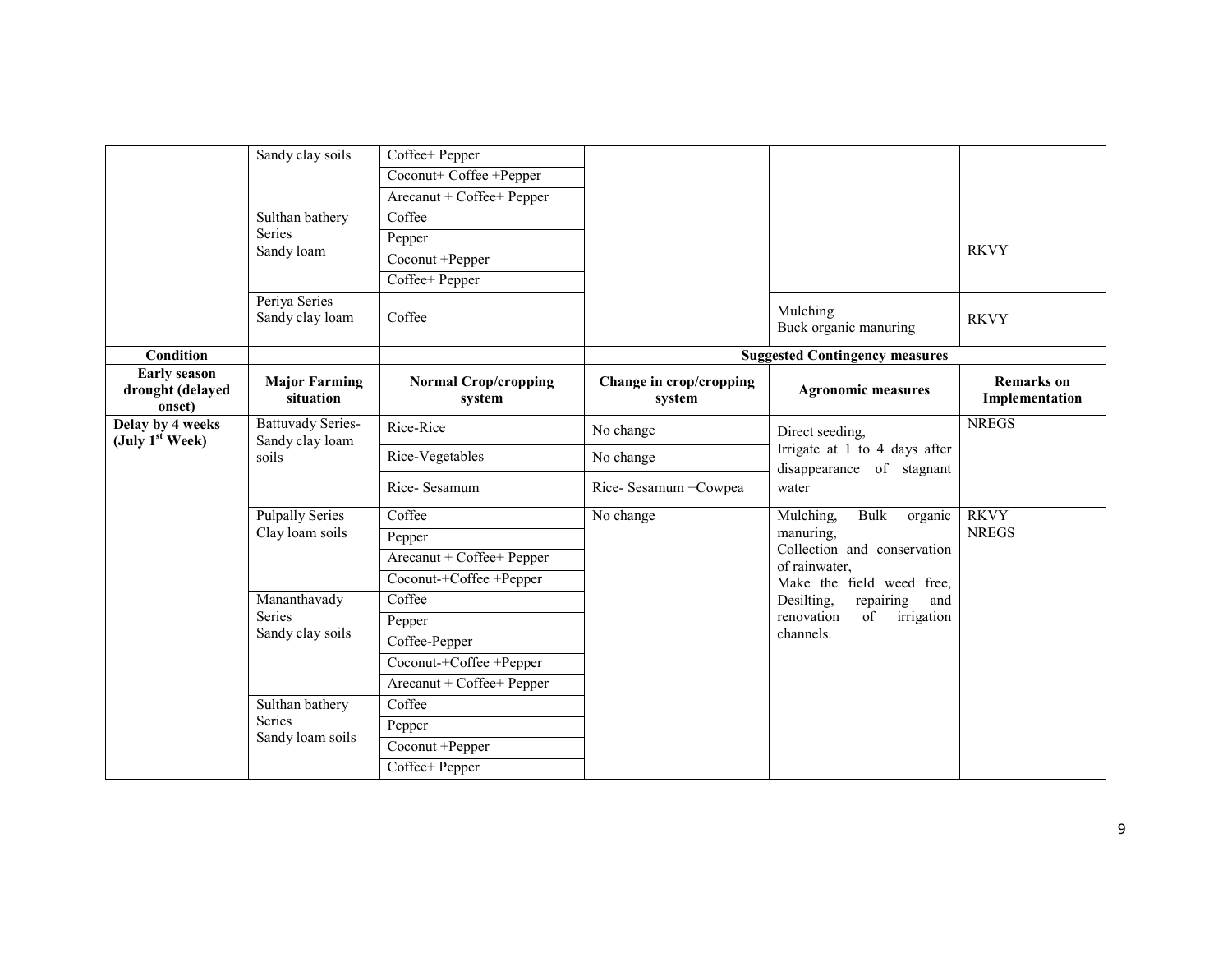|  | Sandy clay soils | Coffee+ Pepper |  |  |  |
|---|---|---|---|---|---|
|  |  | Coconut+ Coffee +Pepper |  |  |  |
|  |  | Arecanut + Coffee+ Pepper |  |  |  |
|  | Sulthan bathery Series Sandy loam | Coffee |  |  | RKVY |
|  |  | Pepper |  |  |  |
|  |  | Coconut +Pepper |  |  |  |
|  |  | Coffee+ Pepper |  |  |  |
|  | Periya Series Sandy clay loam | Coffee |  | Mulching Buck organic manuring | RKVY |

| Condition |  |  | Suggested Contingency measures |  |  |
|---|---|---|---|---|---|
| **Early season drought (delayed onset)** | **Major Farming situation** | **Normal Crop/cropping system** | **Change in crop/cropping system** | **Agronomic measures** | **Remarks on Implementation** |
| **Delay by 4 weeks (July 1st Week)** | Battuvady Series- Sandy clay loam soils | Rice-Rice | No change | Direct seeding, Irrigate at 1 to 4 days after disappearance of stagnant water | NREGS |
|  |  | Rice-Vegetables | No change |  |  |
|  |  | Rice- Sesamum | Rice- Sesamum +Cowpea |  |  |
|  | Pulpally Series Clay loam soils | Coffee | No change | Mulching, Bulk organic manuring, Collection and conservation of rainwater, Make the field weed free, Desilting, repairing and renovation of irrigation channels. | RKVY NREGS |
|  |  | Pepper |  |  |  |
|  |  | Arecanut + Coffee+ Pepper |  |  |  |
|  |  | Coconut-+Coffee +Pepper |  |  |  |
|  | Mananthavady Series Sandy clay soils | Coffee |  |  |  |
|  |  | Pepper |  |  |  |
|  |  | Coffee-Pepper |  |  |  |
|  |  | Coconut-+Coffee +Pepper |  |  |  |
|  |  | Arecanut + Coffee+ Pepper |  |  |  |
|  | Sulthan bathery Series Sandy loam soils | Coffee |  |  |  |
|  |  | Pepper |  |  |  |
|  |  | Coconut +Pepper |  |  |  |
|  |  | Coffee+ Pepper |  |  |  |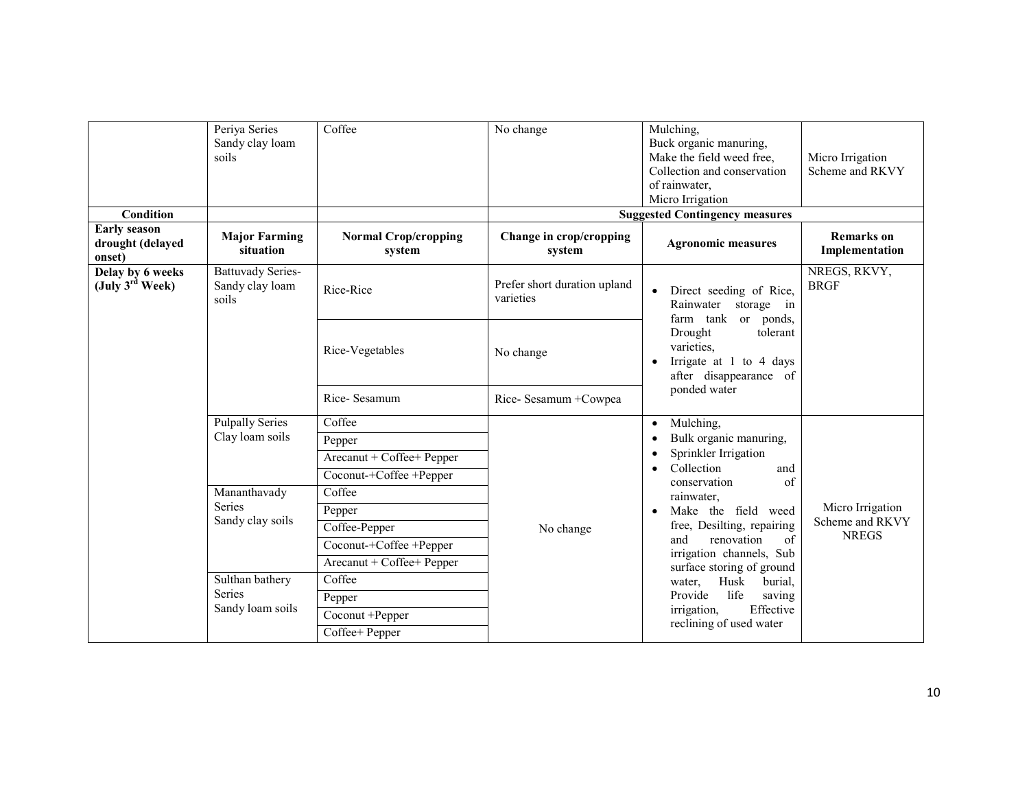| | | | | | |
|---|---|---|---|---|---|
| | Periya Series Sandy clay loam soils | Coffee | No change | Mulching, Buck organic manuring, Make the field weed free, Collection and conservation of rainwater, Micro Irrigation | Micro Irrigation Scheme and RKVY |
| **Condition** | | | **Suggested Contingency measures** | | |
| **Early season drought (delayed onset)** | **Major Farming situation** | **Normal Crop/cropping system** | **Change in crop/cropping system** | **Agronomic measures** | **Remarks on Implementation** |
| **Delay by 6 weeks (July 3rd Week)** | Battuvady Series- Sandy clay loam soils | Rice-Rice | Prefer short duration upland varieties | • Direct seeding of Rice, Rainwater storage in farm tank or ponds, Drought tolerant varieties,<br>• Irrigate at 1 to 4 days after disappearance of ponded water | NREGS, RKVY, BRGF |
| | | Rice-Vegetables | No change | | |
| | | Rice- Sesamum | Rice- Sesamum +Cowpea | | |
| | Pulpally Series Clay loam soils | Coffee | No change | • Mulching,<br>• Bulk organic manuring,<br>• Sprinkler Irrigation<br>• Collection and conservation of rainwater,<br>• Make the field weed free, Desilting, repairing and renovation of irrigation channels, Sub surface storing of ground water, Husk burial, Provide life saving irrigation, Effective reclining of used water | Micro Irrigation Scheme and RKVY NREGS |
| | | Pepper | | | |
| | | Arecanut + Coffee+ Pepper | | | |
| | | Coconut-+Coffee +Pepper | | | |
| | Mananthavady Series Sandy clay soils | Coffee | | | |
| | | Pepper | | | |
| | | Coffee-Pepper | | | |
| | | Coconut-+Coffee +Pepper | | | |
| | | Arecanut + Coffee+ Pepper | | | |
| | Sulthan bathery Series Sandy loam soils | Coffee | | | |
| | | Pepper | | | |
| | | Coconut +Pepper | | | |
| | | Coffee+ Pepper | | | |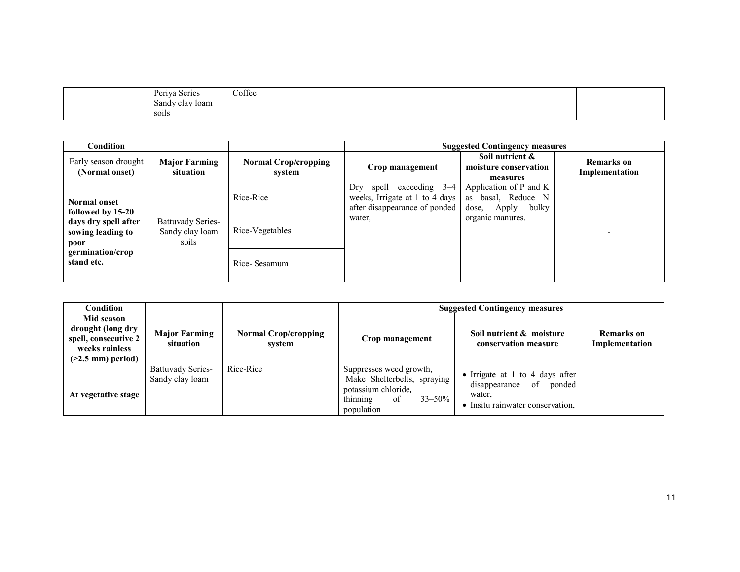| | Periya Series Sandy clay loam soils | Coffee | | | |
|---|---|---|---|---|---|

| Condition | | | Suggested Contingency measures | | |
|---|---|---|---|---|---|
| Early season drought (Normal onset) | **Major Farming situation** | **Normal Crop/cropping system** | **Crop management** | **Soil nutrient & moisture conservation measures** | **Remarks on Implementation** |
| **Normal onset followed by 15-20 days dry spell after sowing leading to poor germination/crop stand etc.** | Battuvady Series-Sandy clay loam soils | Rice-Rice | Dry spell exceeding 3–4 weeks, Irrigate at 1 to 4 days after disappearance of ponded water, | Application of P and K as basal, Reduce N dose, Apply bulky organic manures. | - |
| | | Rice-Vegetables | | | |
| | | Rice- Sesamum | | | |

| Condition | | | Suggested Contingency measures | | |
|---|---|---|---|---|---|
| **Mid season drought (long dry spell, consecutive 2 weeks rainless (>2.5 mm) period)** | **Major Farming situation** | **Normal Crop/cropping system** | **Crop management** | **Soil nutrient & moisture conservation measure** | **Remarks on Implementation** |
| **At vegetative stage** | Battuvady Series-Sandy clay loam | Rice-Rice | Suppresses weed growth, Make Shelterbelts, spraying potassium chloride**,** thinning of 33–50% population | • Irrigate at 1 to 4 days after disappearance of ponded water,<br>• Insitu rainwater conservation, | |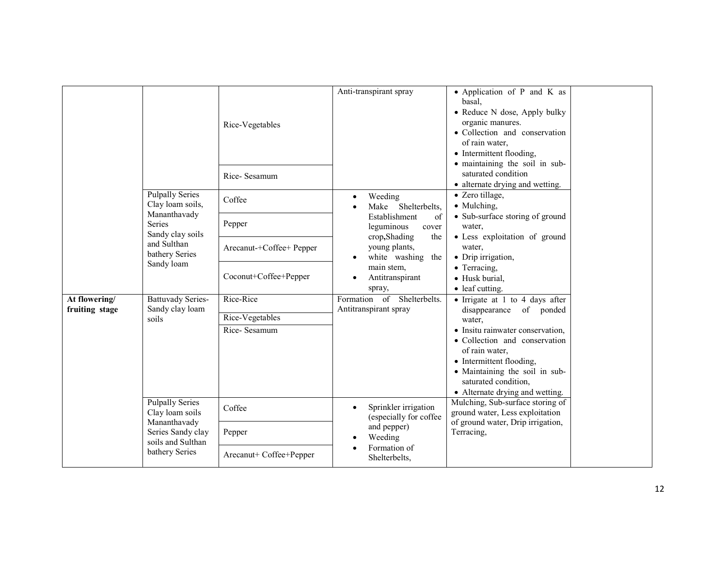| | | | | | |
|---|---|---|---|---|---|
| | | Rice-Vegetables | Anti-transpirant spray | • Application of P and K as basal,<br>• Reduce N dose, Apply bulky organic manures.<br>• Collection and conservation of rain water,<br>• Intermittent flooding,<br>• maintaining the soil in sub-saturated condition<br>• alternate drying and wetting. | |
| | | Rice- Sesamum | | | |
| | Pulpally Series Clay loam soils, Mananthavady Series Sandy clay soils and Sulthan bathery Series Sandy loam | Coffee | • Weeding<br>• Make Shelterbelts, Establishment of leguminous cover crop, Shading the young plants,<br>• white washing the main stem,<br>• Antitranspirant spray, | • Zero tillage,<br>• Mulching,<br>• Sub-surface storing of ground water,<br>• Less exploitation of ground water,<br>• Drip irrigation,<br>• Terracing,<br>• Husk burial,<br>• leaf cutting. | |
| | | Pepper | | | |
| | | Arecanut-+Coffee+ Pepper | | | |
| | | Coconut+Coffee+Pepper | | | |
| **At flowering/ fruiting stage** | Battuvady Series- Sandy clay loam soils | Rice-Rice | Formation of Shelterbelts. Antitranspirant spray | • Irrigate at 1 to 4 days after disappearance of ponded water,<br>• Insitu rainwater conservation,<br>• Collection and conservation of rain water,<br>• Intermittent flooding,<br>• Maintaining the soil in sub-saturated condition,<br>• Alternate drying and wetting. | |
| | | Rice-Vegetables | | | |
| | | Rice- Sesamum | | | |
| | Pulpally Series Clay loam soils Mananthavady Series Sandy clay soils and Sulthan bathery Series | Coffee | • Sprinkler irrigation (especially for coffee and pepper)<br>• Weeding<br>• Formation of Shelterbelts, | Mulching, Sub-surface storing of ground water, Less exploitation of ground water, Drip irrigation, Terracing, | |
| | | Pepper | | | |
| | | Arecanut+ Coffee+Pepper | | | |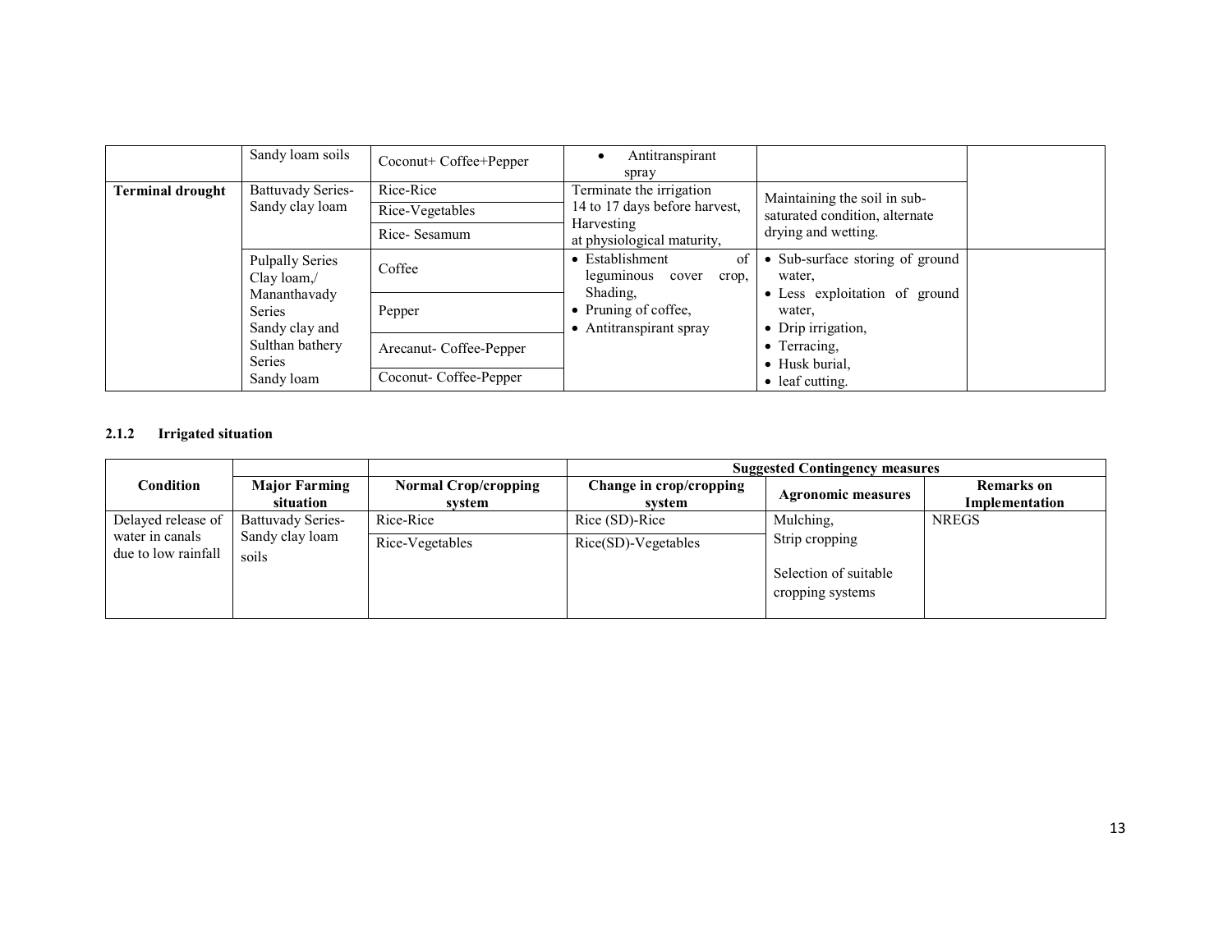| | Sandy loam soils | Coconut+ Coffee+Pepper | • Antitranspirant spray | | |
|---|---|---|---|---|---|
| **Terminal drought** | Battuvady Series- Sandy clay loam | Rice-Rice | Terminate the irrigation 14 to 17 days before harvest, Harvesting at physiological maturity, | Maintaining the soil in sub-saturated condition, alternate drying and wetting. | |
| | | Rice-Vegetables | | | |
| | | Rice- Sesamum | | | |
| | Pulpally Series Clay loam,/ Mananthavady Series Sandy clay and Sulthan bathery Series Sandy loam | Coffee | • Establishment of leguminous cover crop, Shading,<br>• Pruning of coffee,<br>• Antitranspirant spray | • Sub-surface storing of ground water,<br>• Less exploitation of ground water,<br>• Drip irrigation,<br>• Terracing,<br>• Husk burial,<br>• leaf cutting. | |
| | | Pepper | | | |
| | | Arecanut- Coffee-Pepper | | | |
| | | Coconut- Coffee-Pepper | | | |

### 2.1.2 Irrigated situation

| Condition | Major Farming situation | Normal Crop/cropping system | Suggested Contingency measures | | |
|---|---|---|---|---|---|
| | | | Change in crop/cropping system | Agronomic measures | Remarks on Implementation |
| Delayed release of water in canals due to low rainfall | Battuvady Series- Sandy clay loam soils | Rice-Rice | Rice (SD)-Rice | Mulching,<br>Strip cropping<br>Selection of suitable cropping systems | NREGS |
| | | Rice-Vegetables | Rice(SD)-Vegetables | | |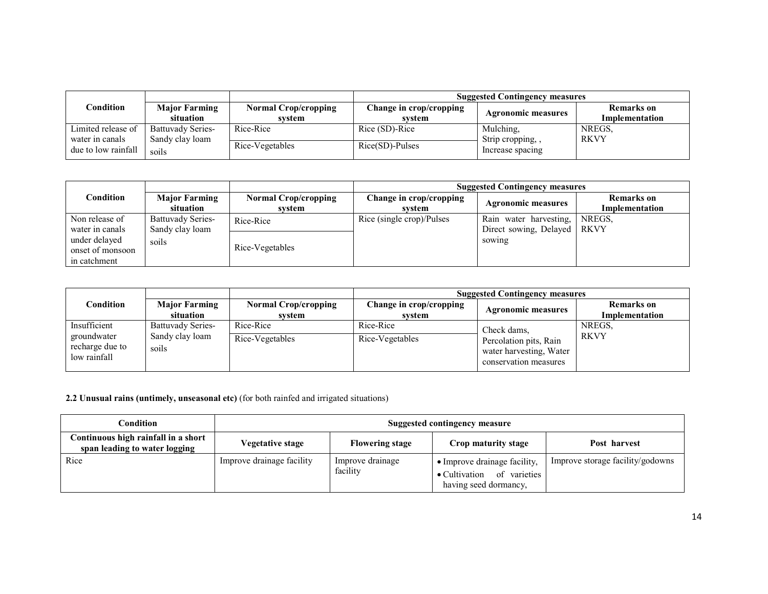| Condition | Major Farming situation | Normal Crop/cropping system | Suggested Contingency measures | | |
|---|---|---|---|---|---|
| | | | Change in crop/cropping system | Agronomic measures | Remarks on Implementation |
| Limited release of water in canals due to low rainfall | Battuvady Series- Sandy clay loam soils | Rice-Rice | Rice (SD)-Rice | Mulching, Strip cropping, , Increase spacing | NREGS, RKVY |
| | | Rice-Vegetables | Rice(SD)-Pulses | | |

| Condition | Major Farming situation | Normal Crop/cropping system | Suggested Contingency measures | | |
|---|---|---|---|---|---|
| | | | Change in crop/cropping system | Agronomic measures | Remarks on Implementation |
| Non release of water in canals under delayed onset of monsoon in catchment | Battuvady Series- Sandy clay loam soils | Rice-Rice | Rice (single crop)/Pulses | Rain water harvesting, Direct sowing, Delayed sowing | NREGS, RKVY |
| | | Rice-Vegetables | | | |

| Condition | Major Farming situation | Normal Crop/cropping system | Suggested Contingency measures | | |
|---|---|---|---|---|---|
| | | | Change in crop/cropping system | Agronomic measures | Remarks on Implementation |
| Insufficient groundwater recharge due to low rainfall | Battuvady Series- Sandy clay loam soils | Rice-Rice | Rice-Rice | Check dams, Percolation pits, Rain water harvesting, Water conservation measures | NREGS, RKVY |
| | | Rice-Vegetables | Rice-Vegetables | | |

**2.2 Unusual rains (untimely, unseasonal etc)** (for both rainfed and irrigated situations)

| Condition | Suggested contingency measure | | | |
|---|---|---|---|---|
| **Continuous high rainfall in a short span leading to water logging** | **Vegetative stage** | **Flowering stage** | **Crop maturity stage** | **Post harvest** |
| Rice | Improve drainage facility | Improve drainage facility | • Improve drainage facility, • Cultivation of varieties having seed dormancy, | Improve storage facility/godowns |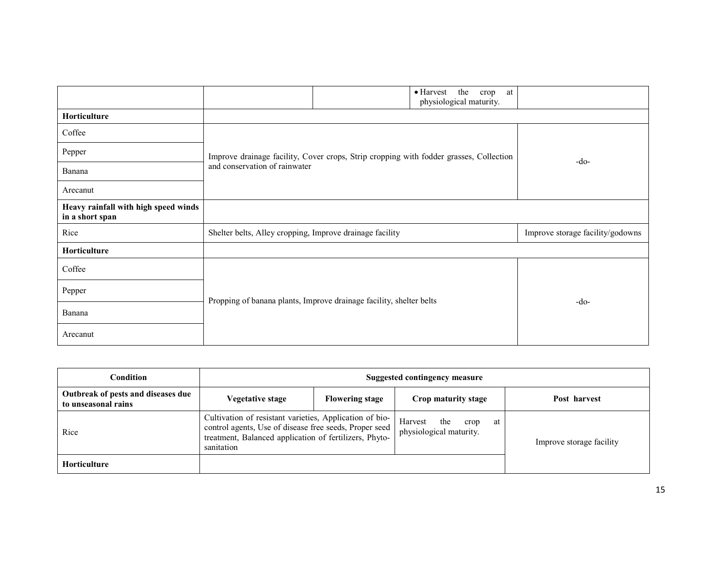| | | | | |
|---|---|---|---|---|
| | | | • Harvest the crop at physiological maturity. | |
| **Horticulture** | | | | |
| Coffee | Improve drainage facility, Cover crops, Strip cropping with fodder grasses, Collection and conservation of rainwater | | | -do- |
| Pepper | | | | |
| Banana | | | | |
| Arecanut | | | | |
| **Heavy rainfall with high speed winds in a short span** | | | | |
| Rice | Shelter belts, Alley cropping, Improve drainage facility | | | Improve storage facility/godowns |
| **Horticulture** | | | | |
| Coffee | Propping of banana plants, Improve drainage facility, shelter belts | | | -do- |
| Pepper | | | | |
| Banana | | | | |
| Arecanut | | | | |

| Condition | Suggested contingency measure | | | |
|---|---|---|---|---|
| **Outbreak of pests and diseases due to unseasonal rains** | **Vegetative stage** | **Flowering stage** | **Crop maturity stage** | **Post harvest** |
| Rice | Cultivation of resistant varieties, Application of bio-control agents, Use of disease free seeds, Proper seed treatment, Balanced application of fertilizers, Phyto-sanitation | | Harvest the crop at physiological maturity. | Improve storage facility |
| **Horticulture** | | | | |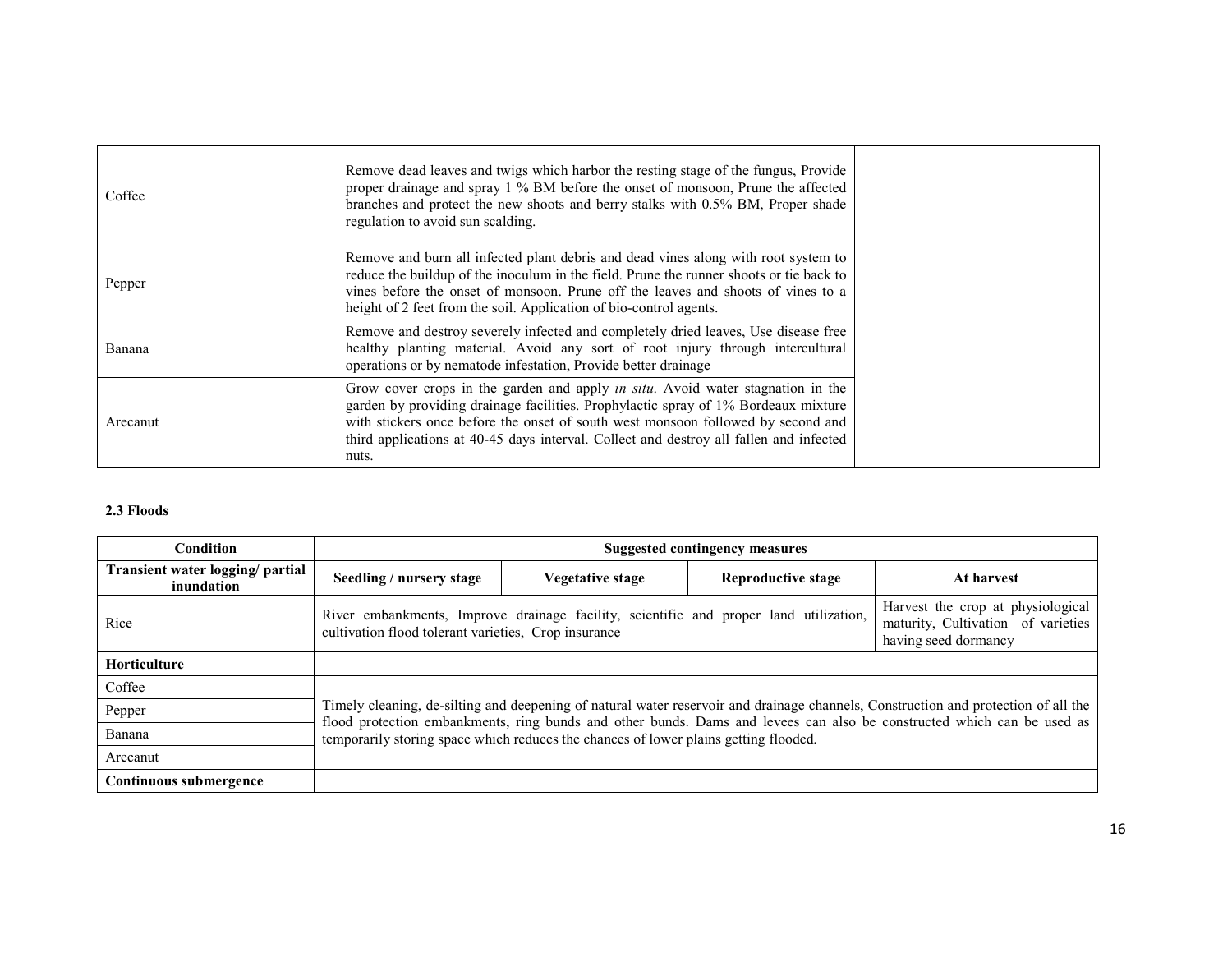| | | |
|---|---|---|
| Coffee | Remove dead leaves and twigs which harbor the resting stage of the fungus, Provide proper drainage and spray 1 % BM before the onset of monsoon, Prune the affected branches and protect the new shoots and berry stalks with 0.5% BM, Proper shade regulation to avoid sun scalding. | |
| Pepper | Remove and burn all infected plant debris and dead vines along with root system to reduce the buildup of the inoculum in the field. Prune the runner shoots or tie back to vines before the onset of monsoon. Prune off the leaves and shoots of vines to a height of 2 feet from the soil. Application of bio-control agents. | |
| Banana | Remove and destroy severely infected and completely dried leaves, Use disease free healthy planting material. Avoid any sort of root injury through intercultural operations or by nematode infestation, Provide better drainage | |
| Arecanut | Grow cover crops in the garden and apply *in situ*. Avoid water stagnation in the garden by providing drainage facilities. Prophylactic spray of 1% Bordeaux mixture with stickers once before the onset of south west monsoon followed by second and third applications at 40-45 days interval. Collect and destroy all fallen and infected nuts. | |

**2.3 Floods**

| Condition | Suggested contingency measures | | | |
|---|---|---|---|---|
| **Transient water logging/ partial inundation** | **Seedling / nursery stage** | **Vegetative stage** | **Reproductive stage** | **At harvest** |
| Rice | River embankments, Improve drainage facility, scientific and proper land utilization, cultivation flood tolerant varieties, Crop insurance | | | Harvest the crop at physiological maturity, Cultivation of varieties having seed dormancy |
| **Horticulture** | | | | |
| Coffee | Timely cleaning, de-silting and deepening of natural water reservoir and drainage channels, Construction and protection of all the flood protection embankments, ring bunds and other bunds. Dams and levees can also be constructed which can be used as temporarily storing space which reduces the chances of lower plains getting flooded. | | | |
| Pepper | | | | |
| Banana | | | | |
| Arecanut | | | | |
| **Continuous submergence** | | | | |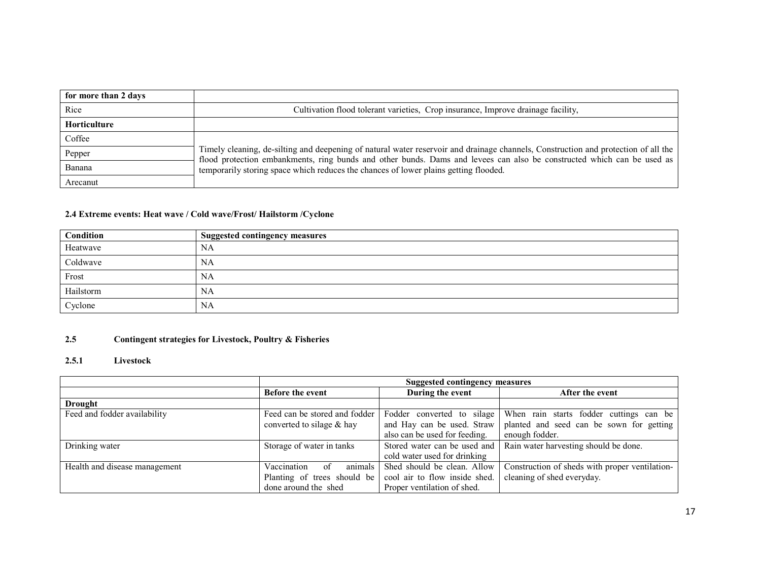| for more than 2 days | |
|---|---|
| Rice | Cultivation flood tolerant varieties, Crop insurance, Improve drainage facility, |
| **Horticulture** | |
| Coffee | Timely cleaning, de-silting and deepening of natural water reservoir and drainage channels, Construction and protection of all the flood protection embankments, ring bunds and other bunds. Dams and levees can also be constructed which can be used as temporarily storing space which reduces the chances of lower plains getting flooded. |
| Pepper | |
| Banana | |
| Arecanut | |

**2.4 Extreme events: Heat wave / Cold wave/Frost/ Hailstorm /Cyclone**

| Condition | Suggested contingency measures |
|---|---|
| Heatwave | NA |
| Coldwave | NA |
| Frost | NA |
| Hailstorm | NA |
| Cyclone | NA |

**2.5 Contingent strategies for Livestock, Poultry & Fisheries**

**2.5.1 Livestock**

| | Suggested contingency measures | | |
|---|---|---|---|
| | **Before the event** | **During the event** | **After the event** |
| **Drought** | | | |
| Feed and fodder availability | Feed can be stored and fodder converted to silage & hay | Fodder converted to silage and Hay can be used. Straw also can be used for feeding. | When rain starts fodder cuttings can be planted and seed can be sown for getting enough fodder. |
| Drinking water | Storage of water in tanks | Stored water can be used and cold water used for drinking | Rain water harvesting should be done. |
| Health and disease management | Vaccination of animals Planting of trees should be done around the shed | Shed should be clean. Allow cool air to flow inside shed. Proper ventilation of shed. | Construction of sheds with proper ventilation-cleaning of shed everyday. |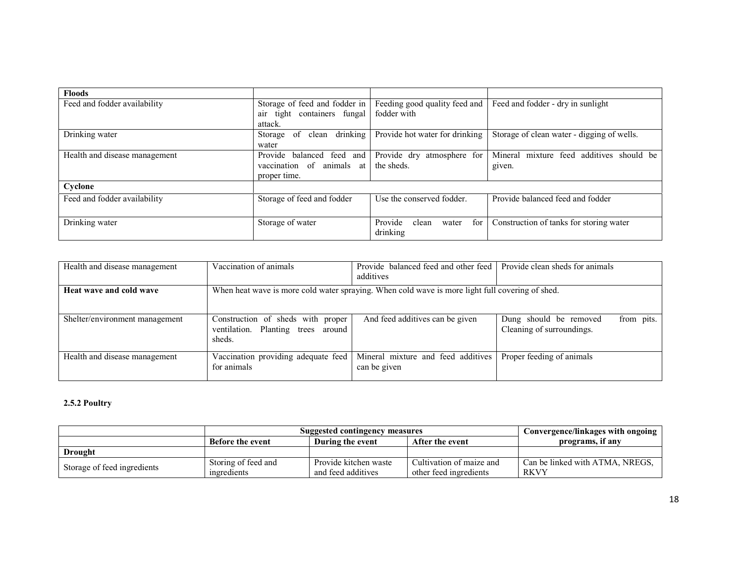| Floods | | | |
|---|---|---|---|
| Feed and fodder availability | Storage of feed and fodder in air tight containers fungal attack. | Feeding good quality feed and fodder with | Feed and fodder - dry in sunlight |
| Drinking water | Storage of clean drinking water | Provide hot water for drinking | Storage of clean water - digging of wells. |
| Health and disease management | Provide balanced feed and vaccination of animals at proper time. | Provide dry atmosphere for the sheds. | Mineral mixture feed additives should be given. |
| **Cyclone** | | | |
| Feed and fodder availability | Storage of feed and fodder | Use the conserved fodder. | Provide balanced feed and fodder |
| Drinking water | Storage of water | Provide clean water for drinking | Construction of tanks for storing water |

| Health and disease management | Vaccination of animals | Provide balanced feed and other feed additives | Provide clean sheds for animals |
|---|---|---|---|
| **Heat wave and cold wave** | When heat wave is more cold water spraying. When cold wave is more light full covering of shed. | | |
| Shelter/environment management | Construction of sheds with proper ventilation. Planting trees around sheds. | And feed additives can be given | Dung should be removed from pits. Cleaning of surroundings. |
| Health and disease management | Vaccination providing adequate feed for animals | Mineral mixture and feed additives can be given | Proper feeding of animals |

**2.5.2 Poultry**

| | Suggested contingency measures | | | Convergence/linkages with ongoing programs, if any |
|---|---|---|---|---|
| | **Before the event** | **During the event** | **After the event** | |
| **Drought** | | | | |
| Storage of feed ingredients | Storing of feed and ingredients | Provide kitchen waste and feed additives | Cultivation of maize and other feed ingredients | Can be linked with ATMA, NREGS, RKVY |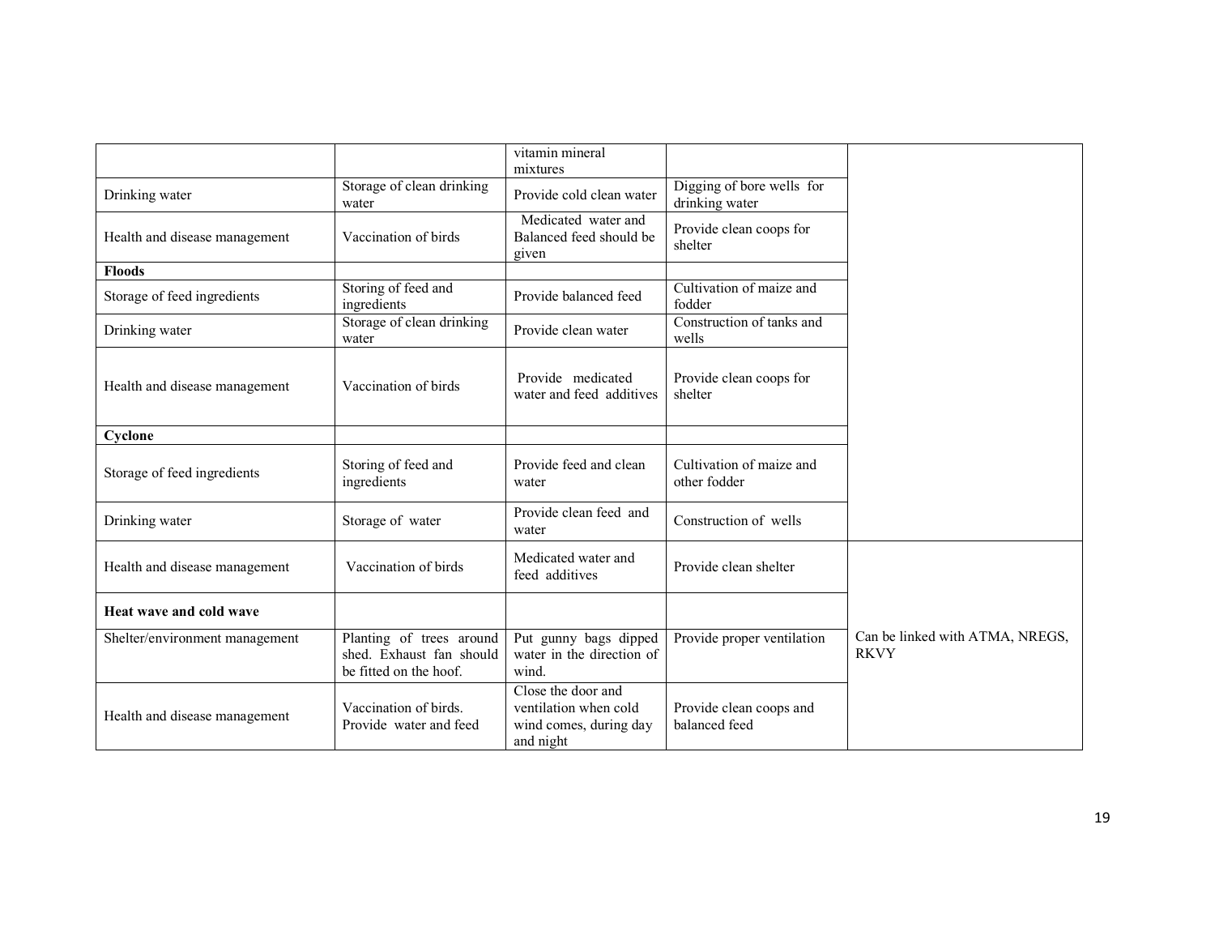| | | | | |
|---|---|---|---|---|
| | | vitamin mineral mixtures | | |
| Drinking water | Storage of clean drinking water | Provide cold clean water | Digging of bore wells for drinking water | |
| Health and disease management | Vaccination of birds | Medicated water and Balanced feed should be given | Provide clean coops for shelter | |
| **Floods** | | | | |
| Storage of feed ingredients | Storing of feed and ingredients | Provide balanced feed | Cultivation of maize and fodder | |
| Drinking water | Storage of clean drinking water | Provide clean water | Construction of tanks and wells | |
| Health and disease management | Vaccination of birds | Provide medicated water and feed additives | Provide clean coops for shelter | |
| **Cyclone** | | | | |
| Storage of feed ingredients | Storing of feed and ingredients | Provide feed and clean water | Cultivation of maize and other fodder | |
| Drinking water | Storage of water | Provide clean feed and water | Construction of wells | |
| Health and disease management | Vaccination of birds | Medicated water and feed additives | Provide clean shelter | Can be linked with ATMA, NREGS, RKVY |
| **Heat wave and cold wave** | | | | |
| Shelter/environment management | Planting of trees around shed. Exhaust fan should be fitted on the hoof. | Put gunny bags dipped water in the direction of wind. | Provide proper ventilation | |
| Health and disease management | Vaccination of birds. Provide water and feed | Close the door and ventilation when cold wind comes, during day and night | Provide clean coops and balanced feed | |